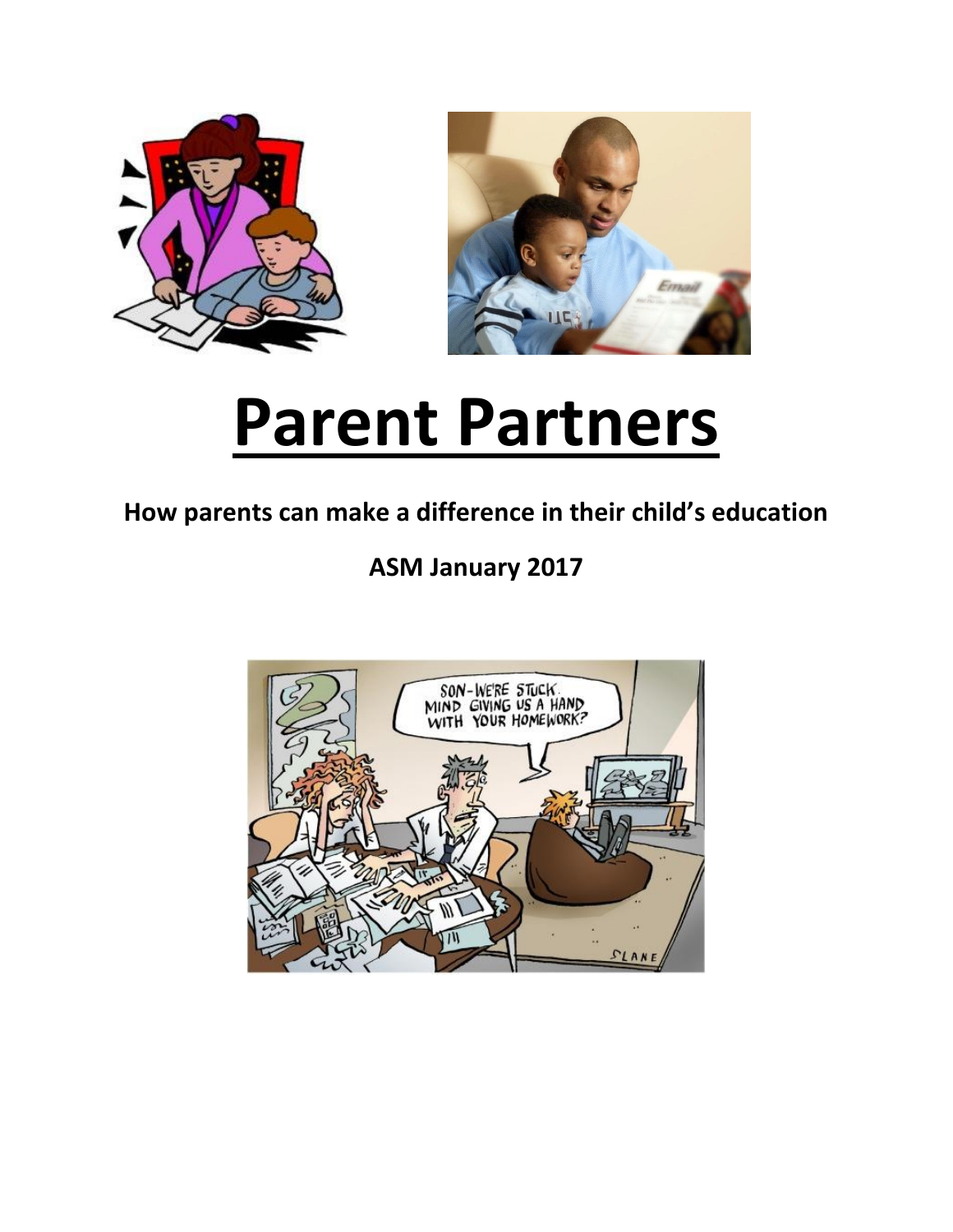# Parent Partners

**How parents can make a difference in their child's education**

**ASM January 2017**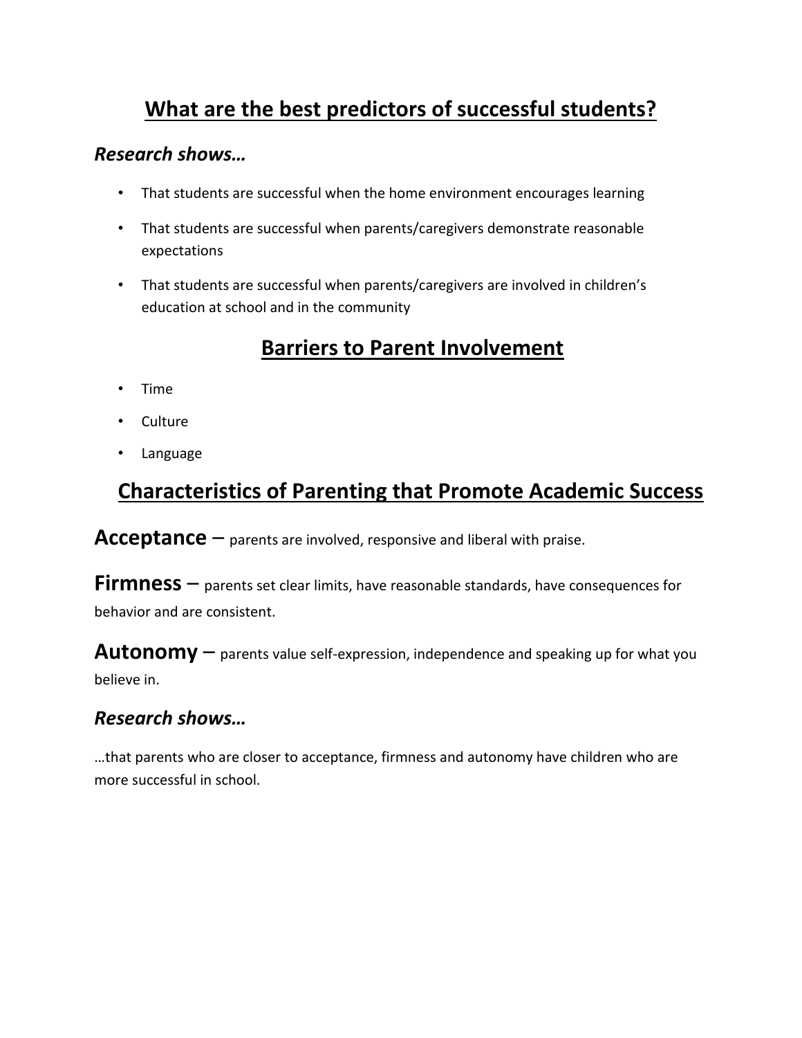## What are the best predictors of successful students?

### *Research shows…*

- That students are successful when the home environment encourages learning
- That students are successful when parents/caregivers demonstrate reasonable expectations
- That students are successful when parents/caregivers are involved in children's education at school and in the community

## Barriers to Parent Involvement

- Time
- Culture
- Language

## Characteristics of Parenting that Promote Academic Success

**Acceptance** – parents are involved, responsive and liberal with praise.

**Firmness** – parents set clear limits, have reasonable standards, have consequences for behavior and are consistent.

**Autonomy** – parents value self-expression, independence and speaking up for what you believe in.

### *Research shows…*

…that parents who are closer to acceptance, firmness and autonomy have children who are more successful in school.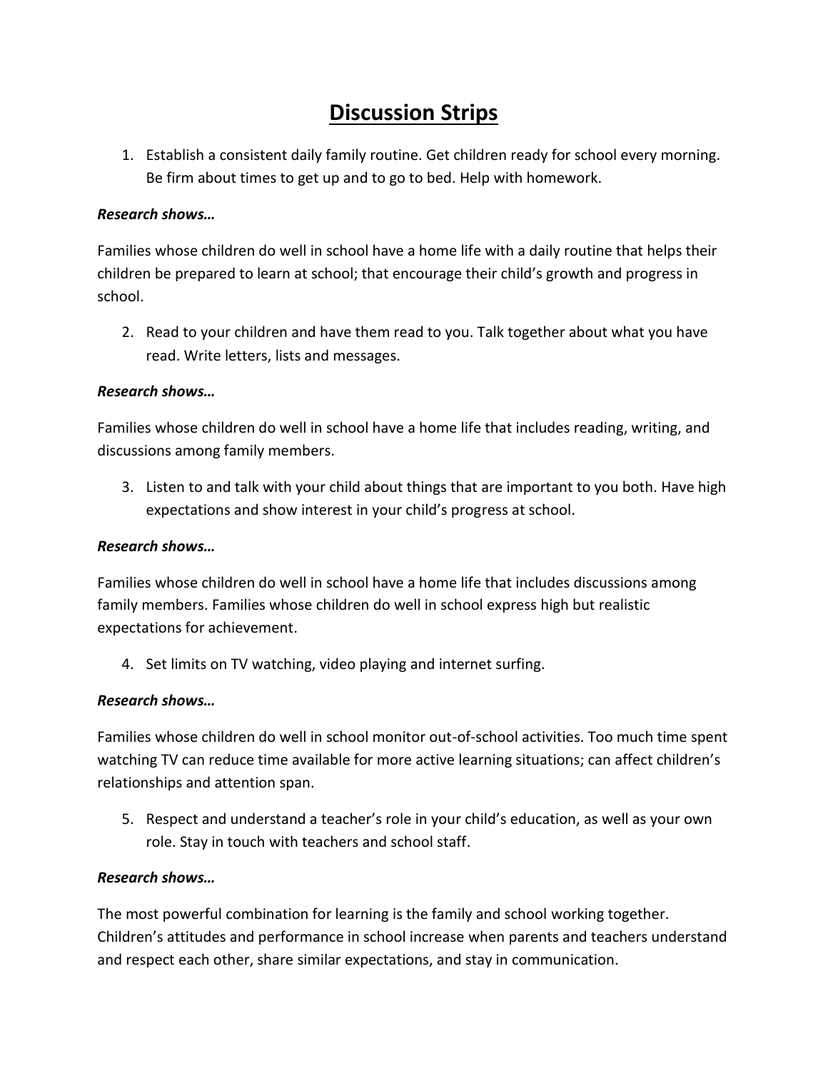# Discussion Strips

1. Establish a consistent daily family routine. Get children ready for school every morning. Be firm about times to get up and to go to bed. Help with homework.

***Research shows…***

Families whose children do well in school have a home life with a daily routine that helps their children be prepared to learn at school; that encourage their child's growth and progress in school.

2. Read to your children and have them read to you. Talk together about what you have read. Write letters, lists and messages.

***Research shows…***

Families whose children do well in school have a home life that includes reading, writing, and discussions among family members.

3. Listen to and talk with your child about things that are important to you both. Have high expectations and show interest in your child's progress at school.

***Research shows…***

Families whose children do well in school have a home life that includes discussions among family members. Families whose children do well in school express high but realistic expectations for achievement.

4. Set limits on TV watching, video playing and internet surfing.

***Research shows…***

Families whose children do well in school monitor out-of-school activities. Too much time spent watching TV can reduce time available for more active learning situations; can affect children's relationships and attention span.

5. Respect and understand a teacher's role in your child's education, as well as your own role. Stay in touch with teachers and school staff.

***Research shows…***

The most powerful combination for learning is the family and school working together. Children's attitudes and performance in school increase when parents and teachers understand and respect each other, share similar expectations, and stay in communication.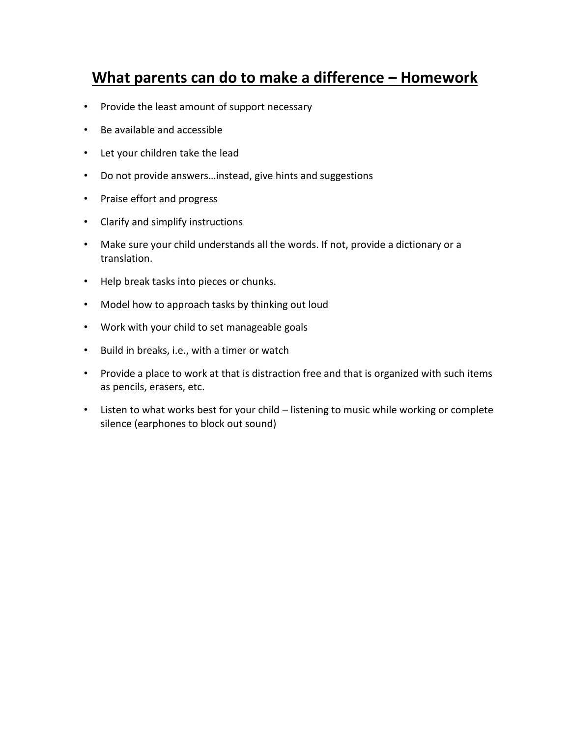# What parents can do to make a difference – Homework

- Provide the least amount of support necessary
- Be available and accessible
- Let your children take the lead
- Do not provide answers…instead, give hints and suggestions
- Praise effort and progress
- Clarify and simplify instructions
- Make sure your child understands all the words. If not, provide a dictionary or a translation.
- Help break tasks into pieces or chunks.
- Model how to approach tasks by thinking out loud
- Work with your child to set manageable goals
- Build in breaks, i.e., with a timer or watch
- Provide a place to work at that is distraction free and that is organized with such items as pencils, erasers, etc.
- Listen to what works best for your child – listening to music while working or complete silence (earphones to block out sound)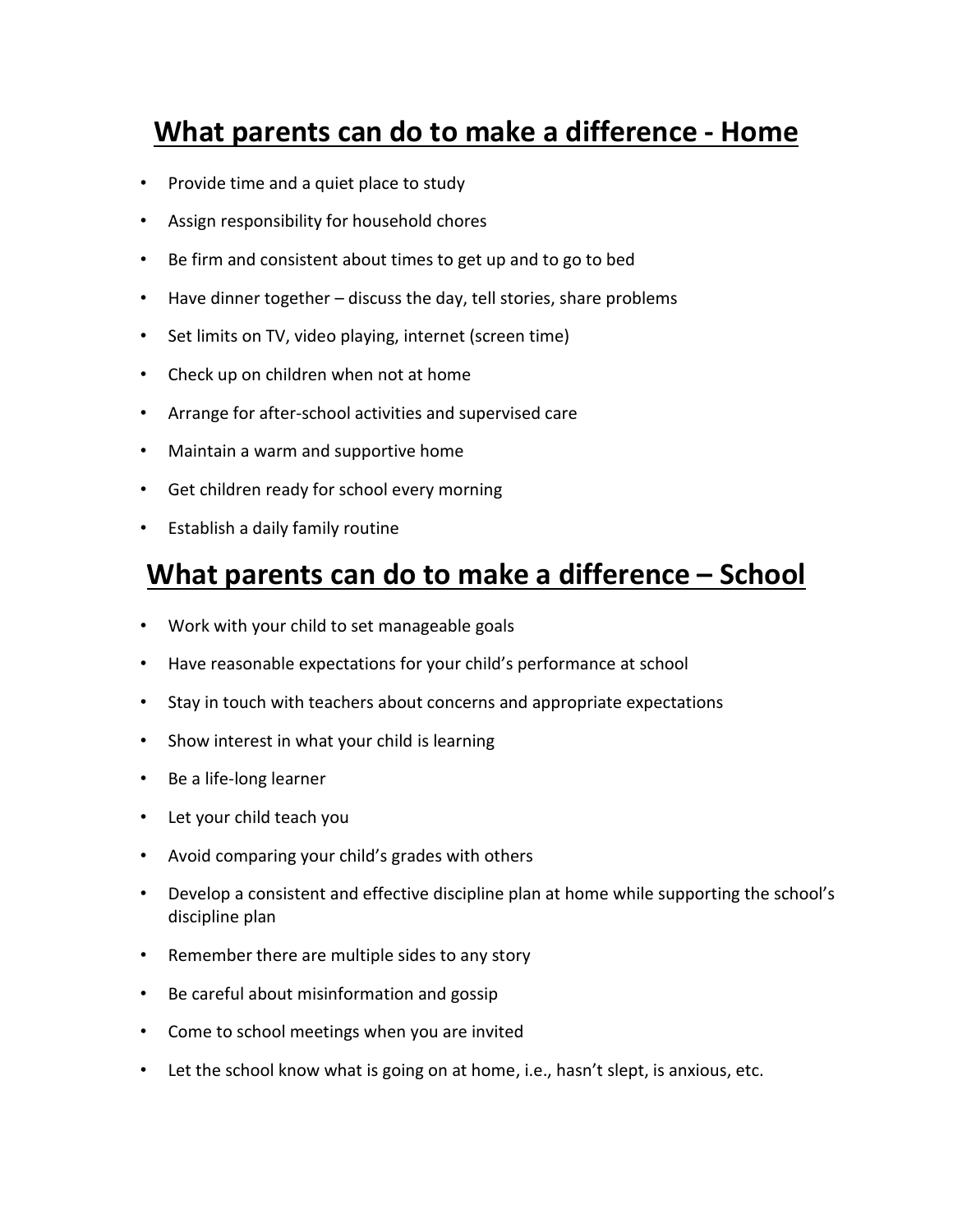# What parents can do to make a difference - Home

- Provide time and a quiet place to study
- Assign responsibility for household chores
- Be firm and consistent about times to get up and to go to bed
- Have dinner together – discuss the day, tell stories, share problems
- Set limits on TV, video playing, internet (screen time)
- Check up on children when not at home
- Arrange for after-school activities and supervised care
- Maintain a warm and supportive home
- Get children ready for school every morning
- Establish a daily family routine

# What parents can do to make a difference – School

- Work with your child to set manageable goals
- Have reasonable expectations for your child's performance at school
- Stay in touch with teachers about concerns and appropriate expectations
- Show interest in what your child is learning
- Be a life-long learner
- Let your child teach you
- Avoid comparing your child's grades with others
- Develop a consistent and effective discipline plan at home while supporting the school's discipline plan
- Remember there are multiple sides to any story
- Be careful about misinformation and gossip
- Come to school meetings when you are invited
- Let the school know what is going on at home, i.e., hasn't slept, is anxious, etc.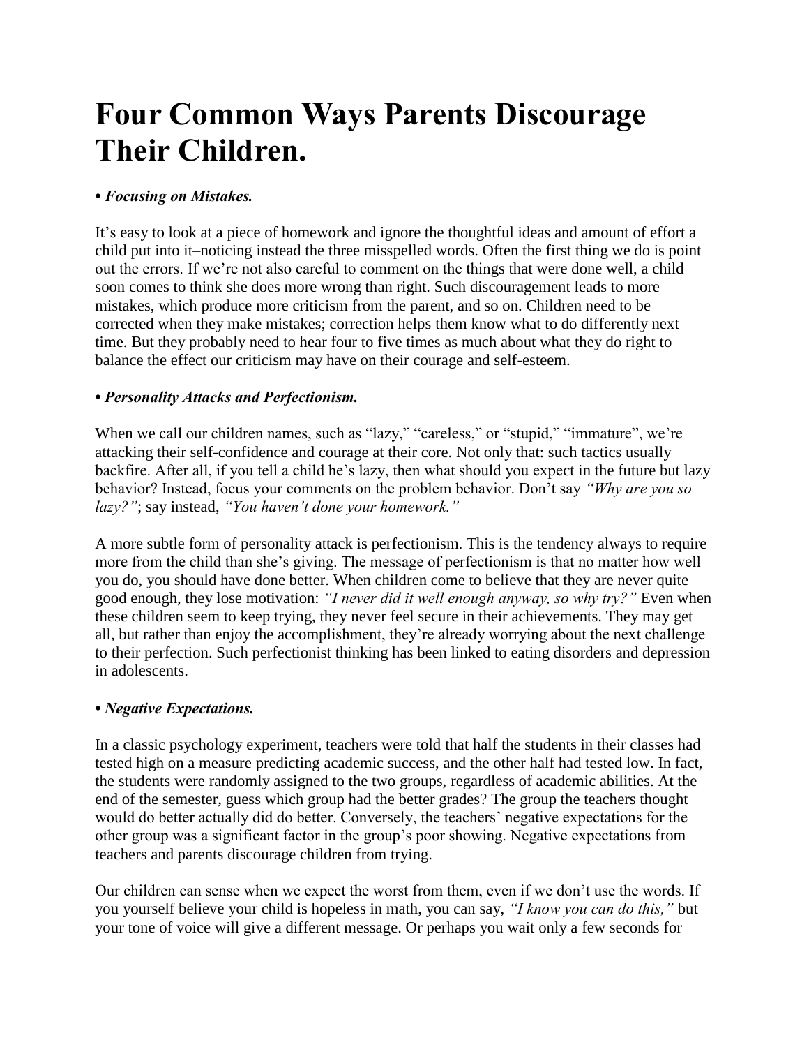# Four Common Ways Parents Discourage Their Children.

***• Focusing on Mistakes.***

It's easy to look at a piece of homework and ignore the thoughtful ideas and amount of effort a child put into it–noticing instead the three misspelled words. Often the first thing we do is point out the errors. If we're not also careful to comment on the things that were done well, a child soon comes to think she does more wrong than right. Such discouragement leads to more mistakes, which produce more criticism from the parent, and so on. Children need to be corrected when they make mistakes; correction helps them know what to do differently next time. But they probably need to hear four to five times as much about what they do right to balance the effect our criticism may have on their courage and self-esteem.

***• Personality Attacks and Perfectionism.***

When we call our children names, such as "lazy," "careless," or "stupid," "immature", we're attacking their self-confidence and courage at their core. Not only that: such tactics usually backfire. After all, if you tell a child he's lazy, then what should you expect in the future but lazy behavior? Instead, focus your comments on the problem behavior. Don't say *"Why are you so lazy?"*; say instead, *"You haven't done your homework."*

A more subtle form of personality attack is perfectionism. This is the tendency always to require more from the child than she's giving. The message of perfectionism is that no matter how well you do, you should have done better. When children come to believe that they are never quite good enough, they lose motivation: *"I never did it well enough anyway, so why try?"* Even when these children seem to keep trying, they never feel secure in their achievements. They may get all, but rather than enjoy the accomplishment, they're already worrying about the next challenge to their perfection. Such perfectionist thinking has been linked to eating disorders and depression in adolescents.

***• Negative Expectations.***

In a classic psychology experiment, teachers were told that half the students in their classes had tested high on a measure predicting academic success, and the other half had tested low. In fact, the students were randomly assigned to the two groups, regardless of academic abilities. At the end of the semester, guess which group had the better grades? The group the teachers thought would do better actually did do better. Conversely, the teachers' negative expectations for the other group was a significant factor in the group's poor showing. Negative expectations from teachers and parents discourage children from trying.

Our children can sense when we expect the worst from them, even if we don't use the words. If you yourself believe your child is hopeless in math, you can say, *"I know you can do this,"* but your tone of voice will give a different message. Or perhaps you wait only a few seconds for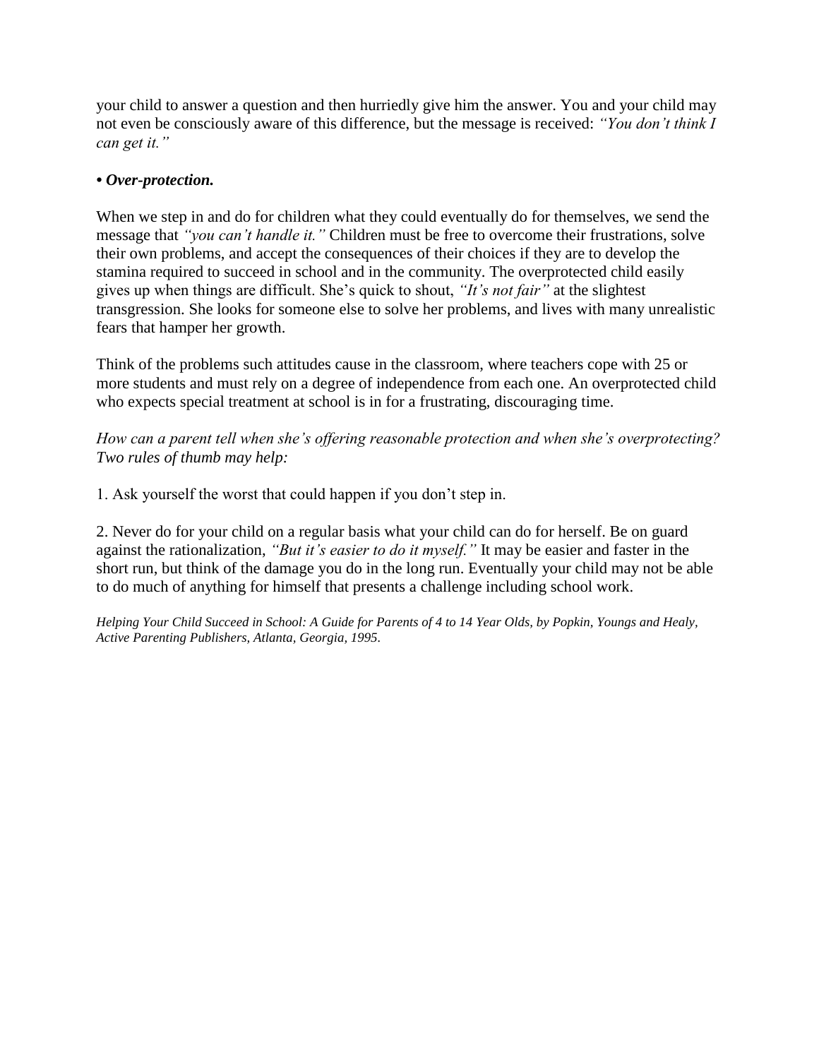your child to answer a question and then hurriedly give him the answer. You and your child may not even be consciously aware of this difference, but the message is received: *"You don't think I can get it."*

**• *Over-protection.***

When we step in and do for children what they could eventually do for themselves, we send the message that *"you can't handle it."* Children must be free to overcome their frustrations, solve their own problems, and accept the consequences of their choices if they are to develop the stamina required to succeed in school and in the community. The overprotected child easily gives up when things are difficult. She's quick to shout, *"It's not fair"* at the slightest transgression. She looks for someone else to solve her problems, and lives with many unrealistic fears that hamper her growth.

Think of the problems such attitudes cause in the classroom, where teachers cope with 25 or more students and must rely on a degree of independence from each one. An overprotected child who expects special treatment at school is in for a frustrating, discouraging time.

*How can a parent tell when she's offering reasonable protection and when she's overprotecting? Two rules of thumb may help:*

1. Ask yourself the worst that could happen if you don't step in.

2. Never do for your child on a regular basis what your child can do for herself. Be on guard against the rationalization, *"But it's easier to do it myself."* It may be easier and faster in the short run, but think of the damage you do in the long run. Eventually your child may not be able to do much of anything for himself that presents a challenge including school work.

*Helping Your Child Succeed in School: A Guide for Parents of 4 to 14 Year Olds, by Popkin, Youngs and Healy, Active Parenting Publishers, Atlanta, Georgia, 1995.*